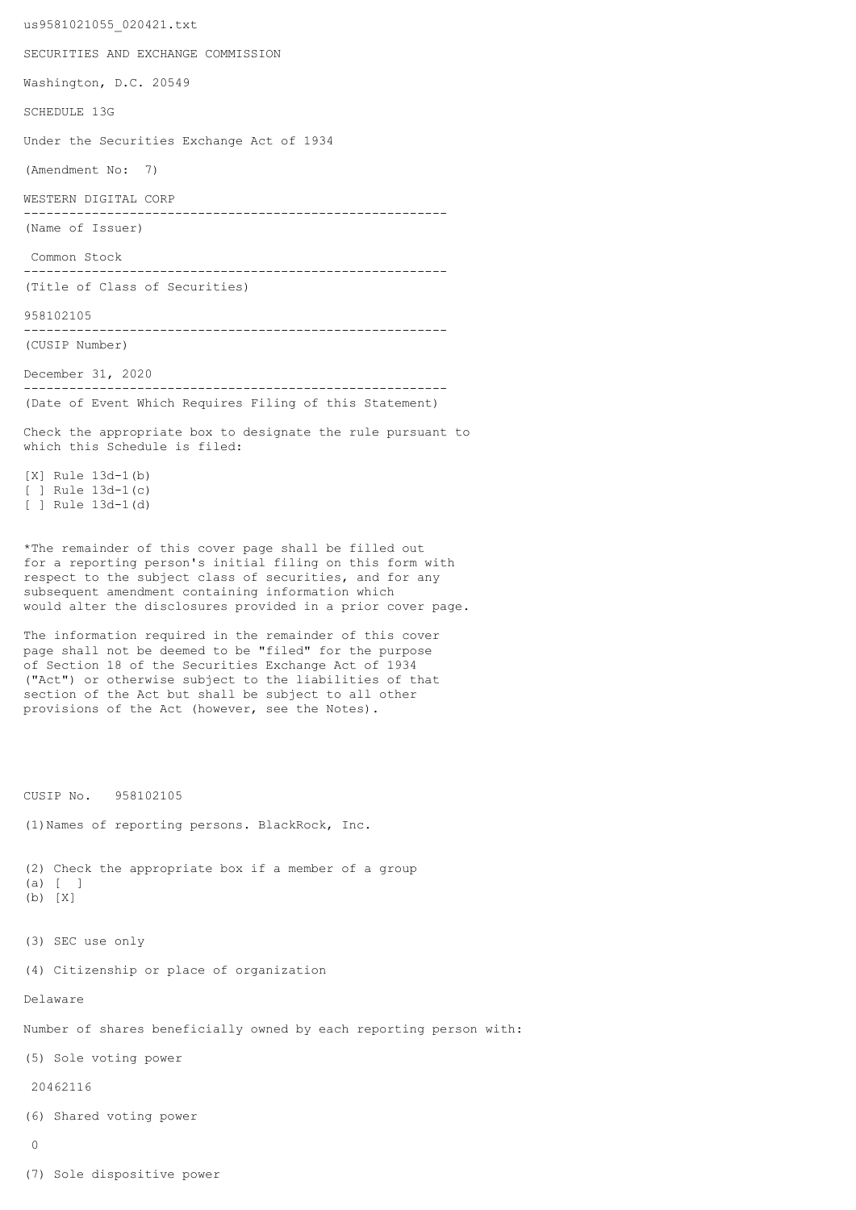us9581021055_020421.txt

SECURITIES AND EXCHANGE COMMISSION

Washington, D.C. 20549

SCHEDULE 13G

Under the Securities Exchange Act of 1934

(Amendment No: 7)

WESTERN DIGITAL CORP

--------------------------------------------------------

(Name of Issuer)

Common Stock

--------------------------------------------------------

(Title of Class of Securities)

958102105

--------------------------------------------------------

(CUSIP Number)

December 31, 2020

--------------------------------------------------------

(Date of Event Which Requires Filing of this Statement)

Check the appropriate box to designate the rule pursuant to which this Schedule is filed:

[X] Rule 13d-1(b)
[ ] Rule 13d-1(c)
[ ] Rule 13d-1(d)

*The remainder of this cover page shall be filled out for a reporting person's initial filing on this form with respect to the subject class of securities, and for any subsequent amendment containing information which would alter the disclosures provided in a prior cover page.

The information required in the remainder of this cover page shall not be deemed to be "filed" for the purpose of Section 18 of the Securities Exchange Act of 1934 ("Act") or otherwise subject to the liabilities of that section of the Act but shall be subject to all other provisions of the Act (however, see the Notes).

CUSIP No. 958102105

(1)Names of reporting persons. BlackRock, Inc.

(2) Check the appropriate box if a member of a group
(a) [ ]
(b) [X]

(3) SEC use only

(4) Citizenship or place of organization

Delaware

Number of shares beneficially owned by each reporting person with:

(5) Sole voting power

20462116

(6) Shared voting power

0

(7) Sole dispositive power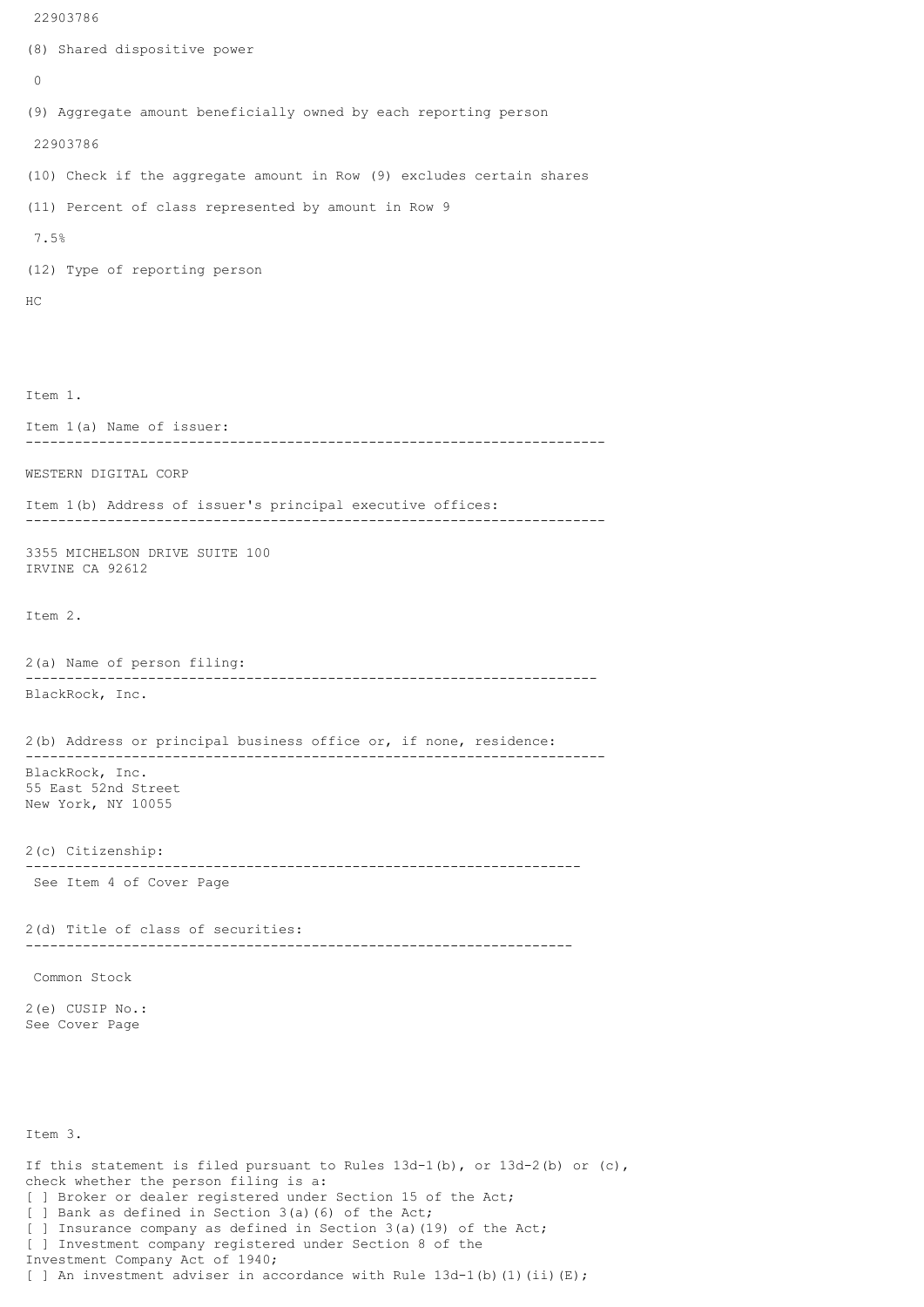22903786

(8) Shared dispositive power

0

(9) Aggregate amount beneficially owned by each reporting person

22903786

(10) Check if the aggregate amount in Row (9) excludes certain shares

(11) Percent of class represented by amount in Row 9

7.5%

(12) Type of reporting person

HC

Item 1.

Item 1(a) Name of issuer:

---

WESTERN DIGITAL CORP

Item 1(b) Address of issuer's principal executive offices:

---

3355 MICHELSON DRIVE SUITE 100
IRVINE CA 92612

Item 2.

2(a) Name of person filing:

---

BlackRock, Inc.

2(b) Address or principal business office or, if none, residence:

---

BlackRock, Inc.
55 East 52nd Street
New York, NY 10055

2(c) Citizenship:

---

See Item 4 of Cover Page

2(d) Title of class of securities:

---

Common Stock

2(e) CUSIP No.:
See Cover Page

Item 3.

If this statement is filed pursuant to Rules 13d-1(b), or 13d-2(b) or (c), check whether the person filing is a:
[ ] Broker or dealer registered under Section 15 of the Act;
[ ] Bank as defined in Section 3(a)(6) of the Act;
[ ] Insurance company as defined in Section 3(a)(19) of the Act;
[ ] Investment company registered under Section 8 of the Investment Company Act of 1940;
[ ] An investment adviser in accordance with Rule 13d-1(b)(1)(ii)(E);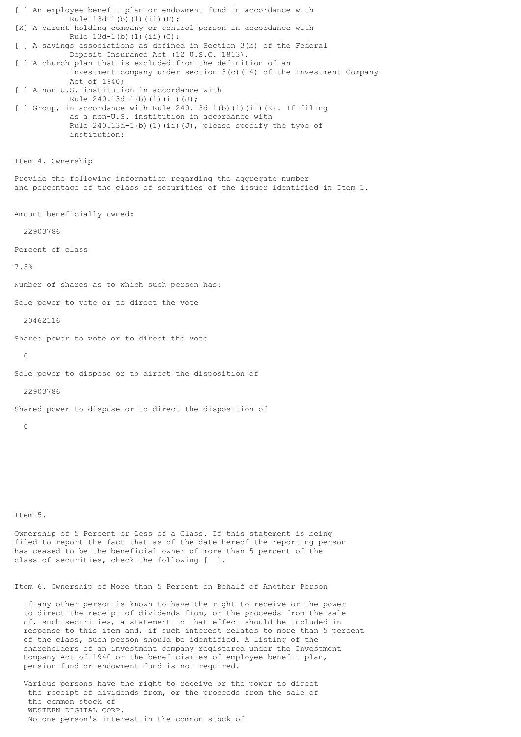[ ] An employee benefit plan or endowment fund in accordance with Rule 13d-1(b)(1)(ii)(F);

[X] A parent holding company or control person in accordance with Rule 13d-1(b)(1)(ii)(G);

[ ] A savings associations as defined in Section 3(b) of the Federal Deposit Insurance Act (12 U.S.C. 1813);

[ ] A church plan that is excluded from the definition of an investment company under section 3(c)(14) of the Investment Company Act of 1940;

[ ] A non-U.S. institution in accordance with Rule 240.13d-1(b)(1)(ii)(J);

[ ] Group, in accordance with Rule 240.13d-1(b)(1)(ii)(K). If filing as a non-U.S. institution in accordance with Rule 240.13d-1(b)(1)(ii)(J), please specify the type of institution:

Item 4. Ownership

Provide the following information regarding the aggregate number and percentage of the class of securities of the issuer identified in Item 1.

Amount beneficially owned:

22903786

Percent of class

7.5%

Number of shares as to which such person has:

Sole power to vote or to direct the vote

20462116

Shared power to vote or to direct the vote

0

Sole power to dispose or to direct the disposition of

22903786

Shared power to dispose or to direct the disposition of

0

Item 5.

Ownership of 5 Percent or Less of a Class. If this statement is being filed to report the fact that as of the date hereof the reporting person has ceased to be the beneficial owner of more than 5 percent of the class of securities, check the following [ ].

Item 6. Ownership of More than 5 Percent on Behalf of Another Person

If any other person is known to have the right to receive or the power to direct the receipt of dividends from, or the proceeds from the sale of, such securities, a statement to that effect should be included in response to this item and, if such interest relates to more than 5 percent of the class, such person should be identified. A listing of the shareholders of an investment company registered under the Investment Company Act of 1940 or the beneficiaries of employee benefit plan, pension fund or endowment fund is not required.

Various persons have the right to receive or the power to direct the receipt of dividends from, or the proceeds from the sale of the common stock of WESTERN DIGITAL CORP. No one person's interest in the common stock of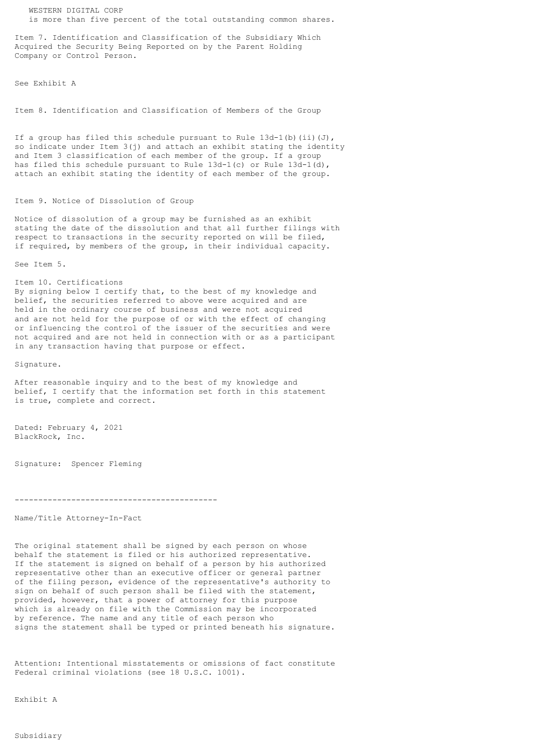WESTERN DIGITAL CORP
is more than five percent of the total outstanding common shares.

Item 7. Identification and Classification of the Subsidiary Which Acquired the Security Being Reported on by the Parent Holding Company or Control Person.

See Exhibit A

Item 8. Identification and Classification of Members of the Group

If a group has filed this schedule pursuant to Rule 13d-1(b)(ii)(J), so indicate under Item 3(j) and attach an exhibit stating the identity and Item 3 classification of each member of the group. If a group has filed this schedule pursuant to Rule 13d-1(c) or Rule 13d-1(d), attach an exhibit stating the identity of each member of the group.

Item 9. Notice of Dissolution of Group

Notice of dissolution of a group may be furnished as an exhibit stating the date of the dissolution and that all further filings with respect to transactions in the security reported on will be filed, if required, by members of the group, in their individual capacity.

See Item 5.

Item 10. Certifications
By signing below I certify that, to the best of my knowledge and belief, the securities referred to above were acquired and are held in the ordinary course of business and were not acquired and are not held for the purpose of or with the effect of changing or influencing the control of the issuer of the securities and were not acquired and are not held in connection with or as a participant in any transaction having that purpose or effect.

Signature.

After reasonable inquiry and to the best of my knowledge and belief, I certify that the information set forth in this statement is true, complete and correct.

Dated: February 4, 2021
BlackRock, Inc.

Signature: Spencer Fleming

-------------------------------------------

Name/Title Attorney-In-Fact

The original statement shall be signed by each person on whose behalf the statement is filed or his authorized representative. If the statement is signed on behalf of a person by his authorized representative other than an executive officer or general partner of the filing person, evidence of the representative's authority to sign on behalf of such person shall be filed with the statement, provided, however, that a power of attorney for this purpose which is already on file with the Commission may be incorporated by reference. The name and any title of each person who signs the statement shall be typed or printed beneath his signature.

Attention: Intentional misstatements or omissions of fact constitute Federal criminal violations (see 18 U.S.C. 1001).

Exhibit A

Subsidiary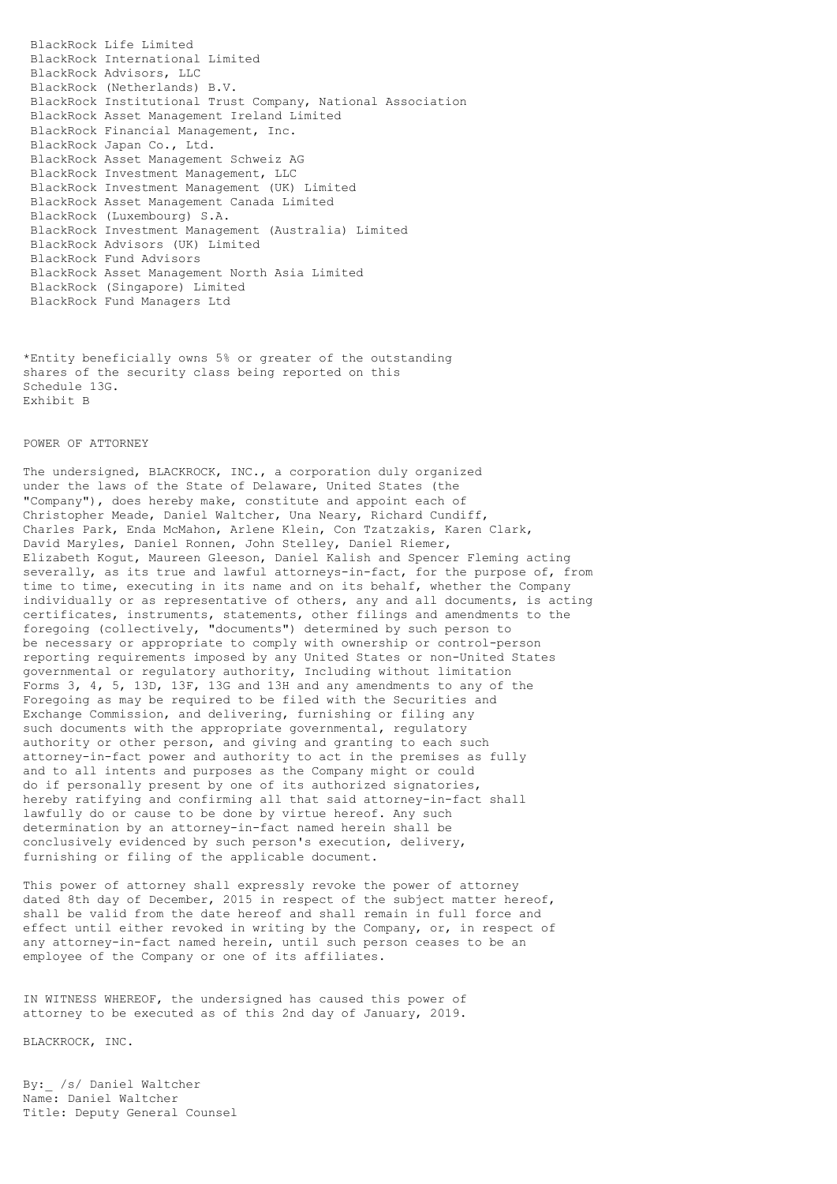BlackRock Life Limited
BlackRock International Limited
BlackRock Advisors, LLC
BlackRock (Netherlands) B.V.
BlackRock Institutional Trust Company, National Association
BlackRock Asset Management Ireland Limited
BlackRock Financial Management, Inc.
BlackRock Japan Co., Ltd.
BlackRock Asset Management Schweiz AG
BlackRock Investment Management, LLC
BlackRock Investment Management (UK) Limited
BlackRock Asset Management Canada Limited
BlackRock (Luxembourg) S.A.
BlackRock Investment Management (Australia) Limited
BlackRock Advisors (UK) Limited
BlackRock Fund Advisors
BlackRock Asset Management North Asia Limited
BlackRock (Singapore) Limited
BlackRock Fund Managers Ltd

*Entity beneficially owns 5% or greater of the outstanding shares of the security class being reported on this Schedule 13G.

Exhibit B

POWER OF ATTORNEY

The undersigned, BLACKROCK, INC., a corporation duly organized under the laws of the State of Delaware, United States (the "Company"), does hereby make, constitute and appoint each of Christopher Meade, Daniel Waltcher, Una Neary, Richard Cundiff, Charles Park, Enda McMahon, Arlene Klein, Con Tzatzakis, Karen Clark, David Maryles, Daniel Ronnen, John Stelley, Daniel Riemer, Elizabeth Kogut, Maureen Gleeson, Daniel Kalish and Spencer Fleming acting severally, as its true and lawful attorneys-in-fact, for the purpose of, from time to time, executing in its name and on its behalf, whether the Company individually or as representative of others, any and all documents, is acting certificates, instruments, statements, other filings and amendments to the foregoing (collectively, "documents") determined by such person to be necessary or appropriate to comply with ownership or control-person reporting requirements imposed by any United States or non-United States governmental or regulatory authority, Including without limitation Forms 3, 4, 5, 13D, 13F, 13G and 13H and any amendments to any of the Foregoing as may be required to be filed with the Securities and Exchange Commission, and delivering, furnishing or filing any such documents with the appropriate governmental, regulatory authority or other person, and giving and granting to each such attorney-in-fact power and authority to act in the premises as fully and to all intents and purposes as the Company might or could do if personally present by one of its authorized signatories, hereby ratifying and confirming all that said attorney-in-fact shall lawfully do or cause to be done by virtue hereof. Any such determination by an attorney-in-fact named herein shall be conclusively evidenced by such person's execution, delivery, furnishing or filing of the applicable document.

This power of attorney shall expressly revoke the power of attorney dated 8th day of December, 2015 in respect of the subject matter hereof, shall be valid from the date hereof and shall remain in full force and effect until either revoked in writing by the Company, or, in respect of any attorney-in-fact named herein, until such person ceases to be an employee of the Company or one of its affiliates.

IN WITNESS WHEREOF, the undersigned has caused this power of attorney to be executed as of this 2nd day of January, 2019.

BLACKROCK, INC.

By:_ /s/ Daniel Waltcher
Name: Daniel Waltcher
Title: Deputy General Counsel